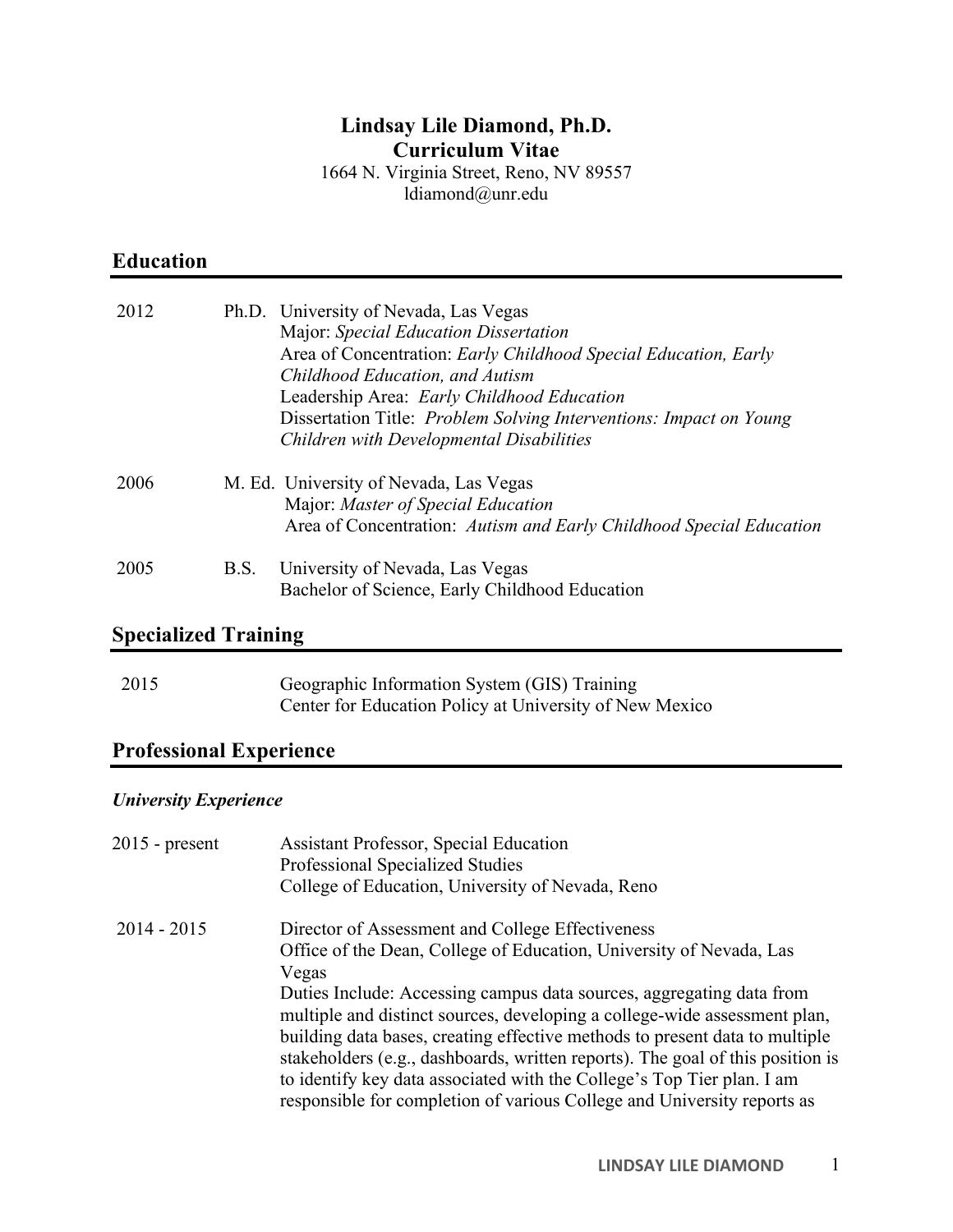# Lindsay Lile Diamond, Ph.D.
# Curriculum Vitae

1664 N. Virginia Street, Reno, NV 89557
ldiamond@unr.edu

## Education

2012 Ph.D. University of Nevada, Las Vegas
Major: *Special Education Dissertation*
Area of Concentration: *Early Childhood Special Education, Early Childhood Education, and Autism*
Leadership Area: *Early Childhood Education*
Dissertation Title: *Problem Solving Interventions: Impact on Young Children with Developmental Disabilities*

2006 M. Ed. University of Nevada, Las Vegas
Major: *Master of Special Education*
Area of Concentration: *Autism and Early Childhood Special Education*

2005 B.S. University of Nevada, Las Vegas
Bachelor of Science, Early Childhood Education

## Specialized Training

2015 Geographic Information System (GIS) Training
Center for Education Policy at University of New Mexico

## Professional Experience

### *University Experience*

2015 - present Assistant Professor, Special Education
Professional Specialized Studies
College of Education, University of Nevada, Reno

2014 - 2015 Director of Assessment and College Effectiveness
Office of the Dean, College of Education, University of Nevada, Las Vegas
Duties Include: Accessing campus data sources, aggregating data from multiple and distinct sources, developing a college-wide assessment plan, building data bases, creating effective methods to present data to multiple stakeholders (e.g., dashboards, written reports). The goal of this position is to identify key data associated with the College's Top Tier plan. I am responsible for completion of various College and University reports as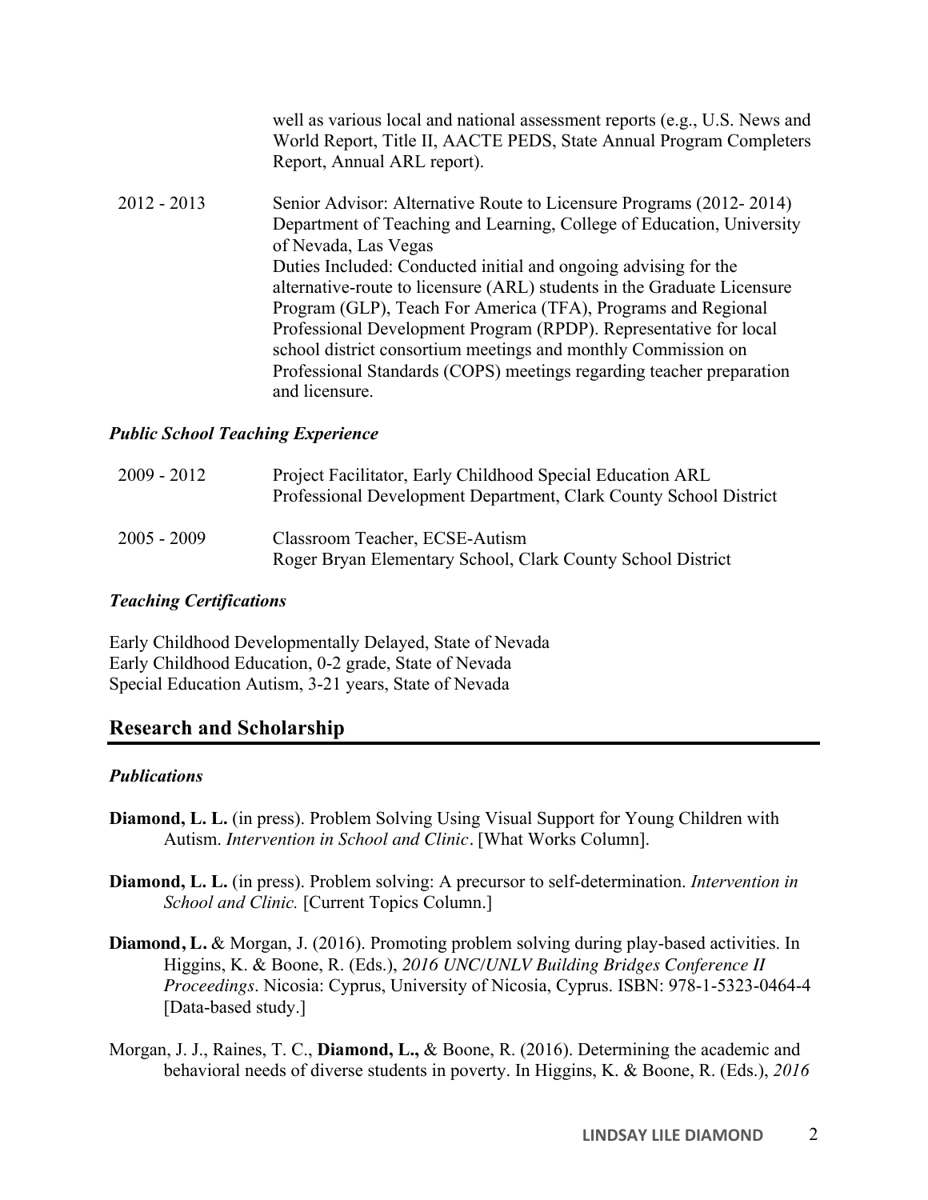well as various local and national assessment reports (e.g., U.S. News and World Report, Title II, AACTE PEDS, State Annual Program Completers Report, Annual ARL report).

2012 - 2013 Senior Advisor: Alternative Route to Licensure Programs (2012- 2014)
Department of Teaching and Learning, College of Education, University of Nevada, Las Vegas
Duties Included: Conducted initial and ongoing advising for the alternative-route to licensure (ARL) students in the Graduate Licensure Program (GLP), Teach For America (TFA), Programs and Regional Professional Development Program (RPDP). Representative for local school district consortium meetings and monthly Commission on Professional Standards (COPS) meetings regarding teacher preparation and licensure.

### *Public School Teaching Experience*

2009 - 2012 Project Facilitator, Early Childhood Special Education ARL
Professional Development Department, Clark County School District

2005 - 2009 Classroom Teacher, ECSE-Autism
Roger Bryan Elementary School, Clark County School District

### *Teaching Certifications*

Early Childhood Developmentally Delayed, State of Nevada
Early Childhood Education, 0-2 grade, State of Nevada
Special Education Autism, 3-21 years, State of Nevada

## Research and Scholarship

### *Publications*

**Diamond, L. L.** (in press). Problem Solving Using Visual Support for Young Children with Autism. *Intervention in School and Clinic*. [What Works Column].

**Diamond, L. L.** (in press). Problem solving: A precursor to self-determination. *Intervention in School and Clinic.* [Current Topics Column.]

**Diamond, L.** & Morgan, J. (2016). Promoting problem solving during play-based activities. In Higgins, K. & Boone, R. (Eds.), *2016 UNC/UNLV Building Bridges Conference II Proceedings*. Nicosia: Cyprus, University of Nicosia, Cyprus. ISBN: 978-1-5323-0464-4 [Data-based study.]

Morgan, J. J., Raines, T. C., **Diamond, L.,** & Boone, R. (2016). Determining the academic and behavioral needs of diverse students in poverty. In Higgins, K. & Boone, R. (Eds.), *2016*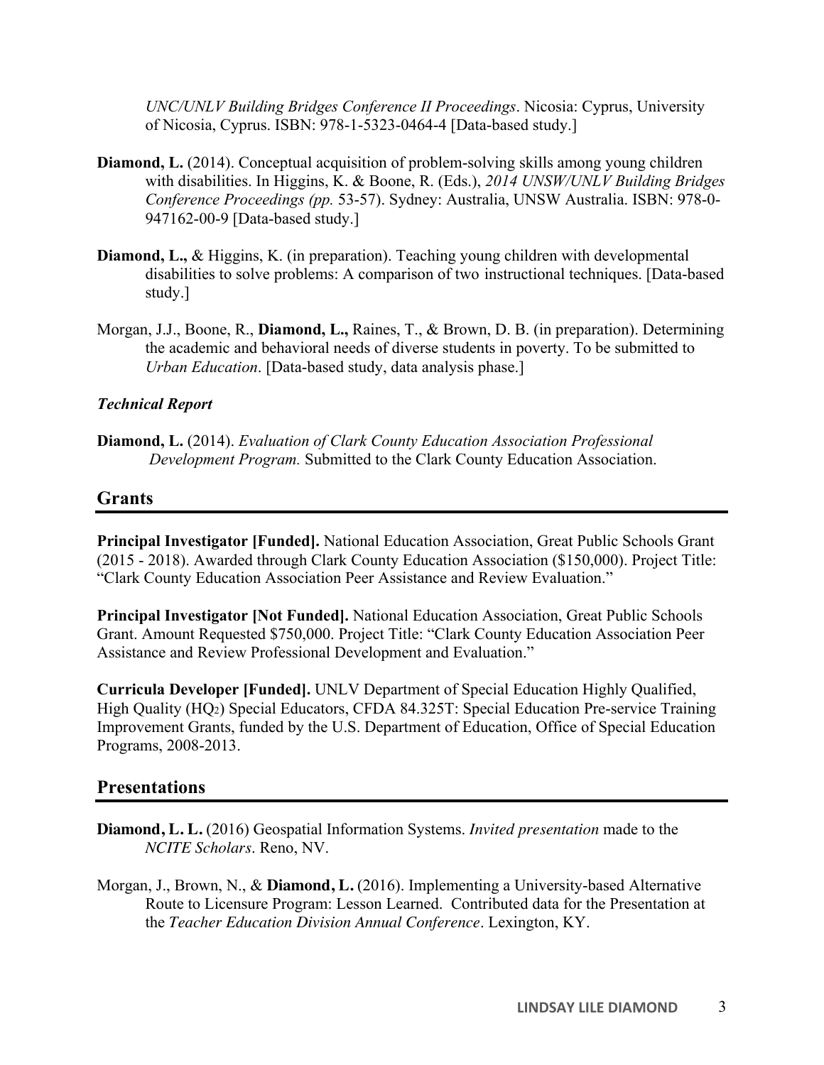*UNC/UNLV Building Bridges Conference II Proceedings*. Nicosia: Cyprus, University of Nicosia, Cyprus. ISBN: 978-1-5323-0464-4 [Data-based study.]

**Diamond, L.** (2014). Conceptual acquisition of problem-solving skills among young children with disabilities. In Higgins, K. & Boone, R. (Eds.), *2014 UNSW/UNLV Building Bridges Conference Proceedings (pp.* 53-57). Sydney: Australia, UNSW Australia. ISBN: 978-0-947162-00-9 [Data-based study.]

**Diamond, L.,** & Higgins, K. (in preparation). Teaching young children with developmental disabilities to solve problems: A comparison of two instructional techniques. [Data-based study.]

Morgan, J.J., Boone, R., **Diamond, L.,** Raines, T., & Brown, D. B. (in preparation). Determining the academic and behavioral needs of diverse students in poverty. To be submitted to *Urban Education*. [Data-based study, data analysis phase.]

***Technical Report***

**Diamond, L.** (2014). *Evaluation of Clark County Education Association Professional Development Program.* Submitted to the Clark County Education Association.

## Grants

**Principal Investigator [Funded].** National Education Association, Great Public Schools Grant (2015 - 2018). Awarded through Clark County Education Association ($150,000). Project Title: "Clark County Education Association Peer Assistance and Review Evaluation."

**Principal Investigator [Not Funded].** National Education Association, Great Public Schools Grant. Amount Requested $750,000. Project Title: "Clark County Education Association Peer Assistance and Review Professional Development and Evaluation."

**Curricula Developer [Funded].** UNLV Department of Special Education Highly Qualified, High Quality ($HQ_2$) Special Educators, CFDA 84.325T: Special Education Pre-service Training Improvement Grants, funded by the U.S. Department of Education, Office of Special Education Programs, 2008-2013.

## Presentations

**Diamond, L. L.** (2016) Geospatial Information Systems. *Invited presentation* made to the *NCITE Scholars*. Reno, NV.

Morgan, J., Brown, N., & **Diamond, L.** (2016). Implementing a University-based Alternative Route to Licensure Program: Lesson Learned. Contributed data for the Presentation at the *Teacher Education Division Annual Conference*. Lexington, KY.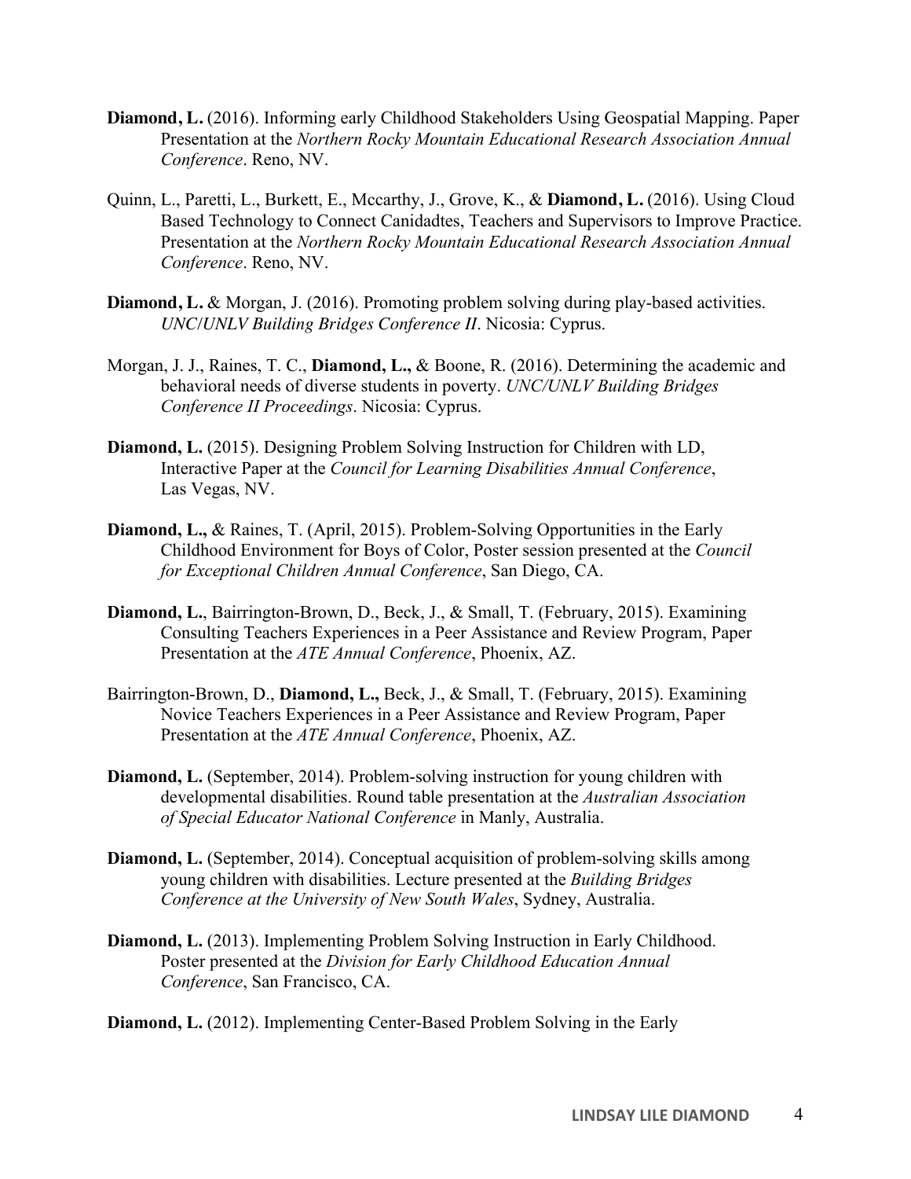**Diamond, L.** (2016). Informing early Childhood Stakeholders Using Geospatial Mapping. Paper Presentation at the *Northern Rocky Mountain Educational Research Association Annual Conference*. Reno, NV.

Quinn, L., Paretti, L., Burkett, E., Mccarthy, J., Grove, K., & **Diamond, L.** (2016). Using Cloud Based Technology to Connect Canidadtes, Teachers and Supervisors to Improve Practice. Presentation at the *Northern Rocky Mountain Educational Research Association Annual Conference*. Reno, NV.

**Diamond, L.** & Morgan, J. (2016). Promoting problem solving during play-based activities. *UNC/UNLV Building Bridges Conference II*. Nicosia: Cyprus.

Morgan, J. J., Raines, T. C., **Diamond, L.,** & Boone, R. (2016). Determining the academic and behavioral needs of diverse students in poverty. *UNC/UNLV Building Bridges Conference II Proceedings*. Nicosia: Cyprus.

**Diamond, L.** (2015). Designing Problem Solving Instruction for Children with LD, Interactive Paper at the *Council for Learning Disabilities Annual Conference*, Las Vegas, NV.

**Diamond, L.,** & Raines, T. (April, 2015). Problem-Solving Opportunities in the Early Childhood Environment for Boys of Color, Poster session presented at the *Council for Exceptional Children Annual Conference*, San Diego, CA.

**Diamond, L.**, Bairrington-Brown, D., Beck, J., & Small, T. (February, 2015). Examining Consulting Teachers Experiences in a Peer Assistance and Review Program, Paper Presentation at the *ATE Annual Conference*, Phoenix, AZ.

Bairrington-Brown, D., **Diamond, L.,** Beck, J., & Small, T. (February, 2015). Examining Novice Teachers Experiences in a Peer Assistance and Review Program, Paper Presentation at the *ATE Annual Conference*, Phoenix, AZ.

**Diamond, L.** (September, 2014). Problem-solving instruction for young children with developmental disabilities. Round table presentation at the *Australian Association of Special Educator National Conference* in Manly, Australia.

**Diamond, L.** (September, 2014). Conceptual acquisition of problem-solving skills among young children with disabilities. Lecture presented at the *Building Bridges Conference at the University of New South Wales*, Sydney, Australia.

**Diamond, L.** (2013). Implementing Problem Solving Instruction in Early Childhood. Poster presented at the *Division for Early Childhood Education Annual Conference*, San Francisco, CA.

**Diamond, L.** (2012). Implementing Center-Based Problem Solving in the Early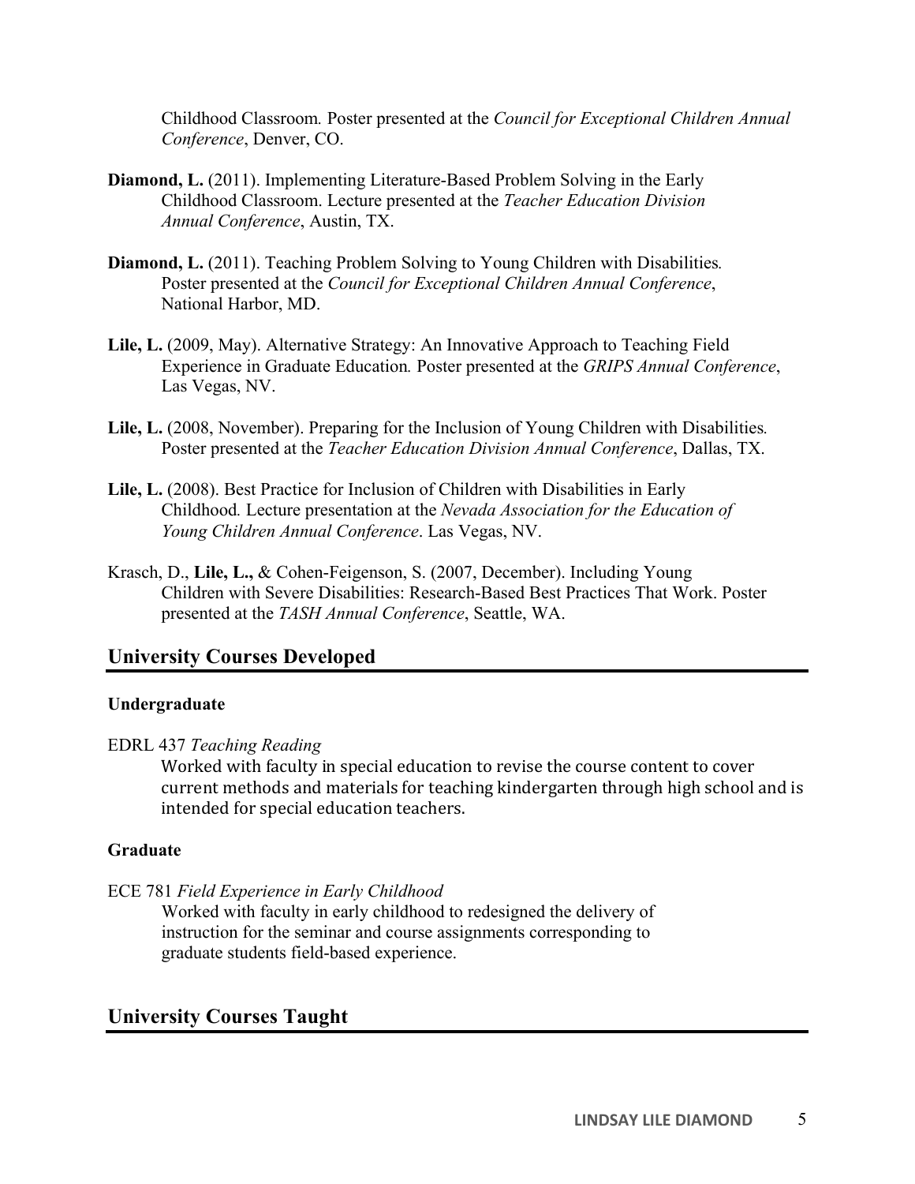Childhood Classroom. Poster presented at the *Council for Exceptional Children Annual Conference*, Denver, CO.

**Diamond, L.** (2011). Implementing Literature-Based Problem Solving in the Early Childhood Classroom. Lecture presented at the *Teacher Education Division Annual Conference*, Austin, TX.

**Diamond, L.** (2011). Teaching Problem Solving to Young Children with Disabilities. Poster presented at the *Council for Exceptional Children Annual Conference*, National Harbor, MD.

**Lile, L.** (2009, May). Alternative Strategy: An Innovative Approach to Teaching Field Experience in Graduate Education. Poster presented at the *GRIPS Annual Conference*, Las Vegas, NV.

**Lile, L.** (2008, November). Preparing for the Inclusion of Young Children with Disabilities. Poster presented at the *Teacher Education Division Annual Conference*, Dallas, TX.

**Lile, L.** (2008). Best Practice for Inclusion of Children with Disabilities in Early Childhood. Lecture presentation at the *Nevada Association for the Education of Young Children Annual Conference*. Las Vegas, NV.

Krasch, D., **Lile, L.,** & Cohen-Feigenson, S. (2007, December). Including Young Children with Severe Disabilities: Research-Based Best Practices That Work. Poster presented at the *TASH Annual Conference*, Seattle, WA.

## University Courses Developed

**Undergraduate**

EDRL 437 *Teaching Reading*

Worked with faculty in special education to revise the course content to cover current methods and materials for teaching kindergarten through high school and is intended for special education teachers.

**Graduate**

ECE 781 *Field Experience in Early Childhood*

Worked with faculty in early childhood to redesigned the delivery of instruction for the seminar and course assignments corresponding to graduate students field-based experience.

## University Courses Taught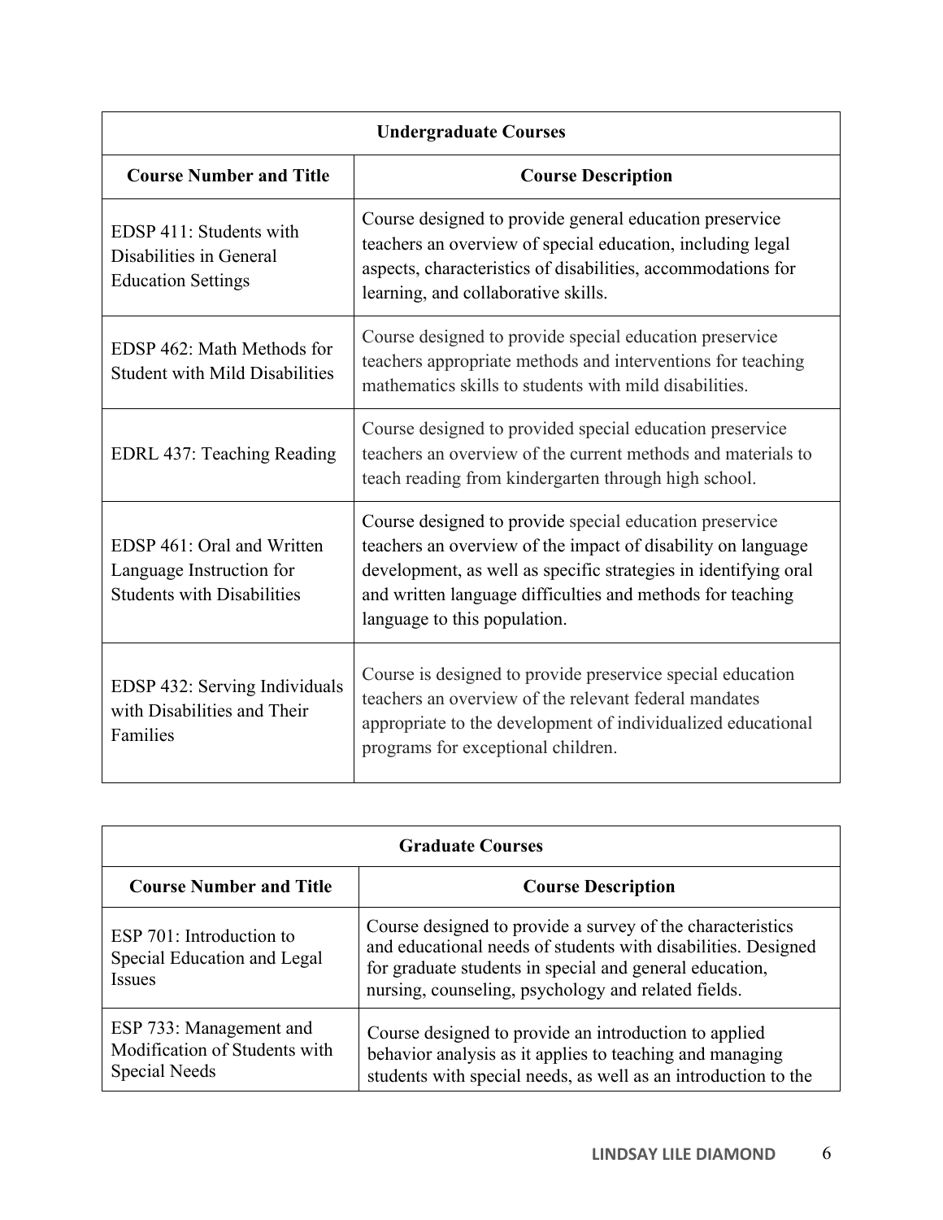| Undergraduate Courses | |
|---|---|
| **Course Number and Title** | **Course Description** |
| EDSP 411: Students with Disabilities in General Education Settings | Course designed to provide general education preservice teachers an overview of special education, including legal aspects, characteristics of disabilities, accommodations for learning, and collaborative skills. |
| EDSP 462: Math Methods for Student with Mild Disabilities | Course designed to provide special education preservice teachers appropriate methods and interventions for teaching mathematics skills to students with mild disabilities. |
| EDRL 437: Teaching Reading | Course designed to provided special education preservice teachers an overview of the current methods and materials to teach reading from kindergarten through high school. |
| EDSP 461: Oral and Written Language Instruction for Students with Disabilities | Course designed to provide special education preservice teachers an overview of the impact of disability on language development, as well as specific strategies in identifying oral and written language difficulties and methods for teaching language to this population. |
| EDSP 432: Serving Individuals with Disabilities and Their Families | Course is designed to provide preservice special education teachers an overview of the relevant federal mandates appropriate to the development of individualized educational programs for exceptional children. |

| Graduate Courses | |
|---|---|
| **Course Number and Title** | **Course Description** |
| ESP 701: Introduction to Special Education and Legal Issues | Course designed to provide a survey of the characteristics and educational needs of students with disabilities. Designed for graduate students in special and general education, nursing, counseling, psychology and related fields. |
| ESP 733: Management and Modification of Students with Special Needs | Course designed to provide an introduction to applied behavior analysis as it applies to teaching and managing students with special needs, as well as an introduction to the |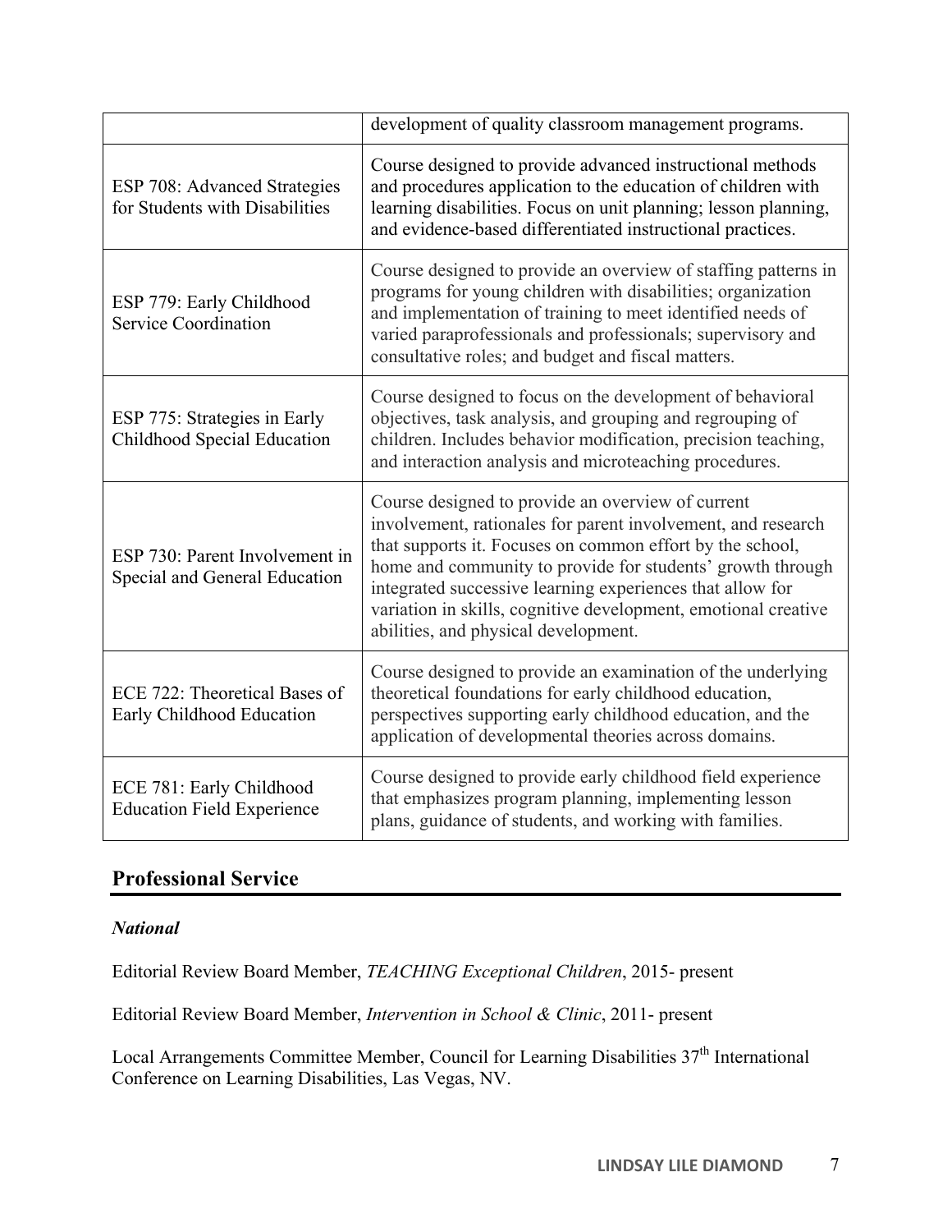| | |
|---|---|
| | development of quality classroom management programs. |
| ESP 708: Advanced Strategies for Students with Disabilities | Course designed to provide advanced instructional methods and procedures application to the education of children with learning disabilities. Focus on unit planning; lesson planning, and evidence-based differentiated instructional practices. |
| ESP 779: Early Childhood Service Coordination | Course designed to provide an overview of staffing patterns in programs for young children with disabilities; organization and implementation of training to meet identified needs of varied paraprofessionals and professionals; supervisory and consultative roles; and budget and fiscal matters. |
| ESP 775: Strategies in Early Childhood Special Education | Course designed to focus on the development of behavioral objectives, task analysis, and grouping and regrouping of children. Includes behavior modification, precision teaching, and interaction analysis and microteaching procedures. |
| ESP 730: Parent Involvement in Special and General Education | Course designed to provide an overview of current involvement, rationales for parent involvement, and research that supports it. Focuses on common effort by the school, home and community to provide for students' growth through integrated successive learning experiences that allow for variation in skills, cognitive development, emotional creative abilities, and physical development. |
| ECE 722: Theoretical Bases of Early Childhood Education | Course designed to provide an examination of the underlying theoretical foundations for early childhood education, perspectives supporting early childhood education, and the application of developmental theories across domains. |
| ECE 781: Early Childhood Education Field Experience | Course designed to provide early childhood field experience that emphasizes program planning, implementing lesson plans, guidance of students, and working with families. |

## Professional Service

### *National*

Editorial Review Board Member, *TEACHING Exceptional Children*, 2015- present

Editorial Review Board Member, *Intervention in School & Clinic*, 2011- present

Local Arrangements Committee Member, Council for Learning Disabilities 37th International Conference on Learning Disabilities, Las Vegas, NV.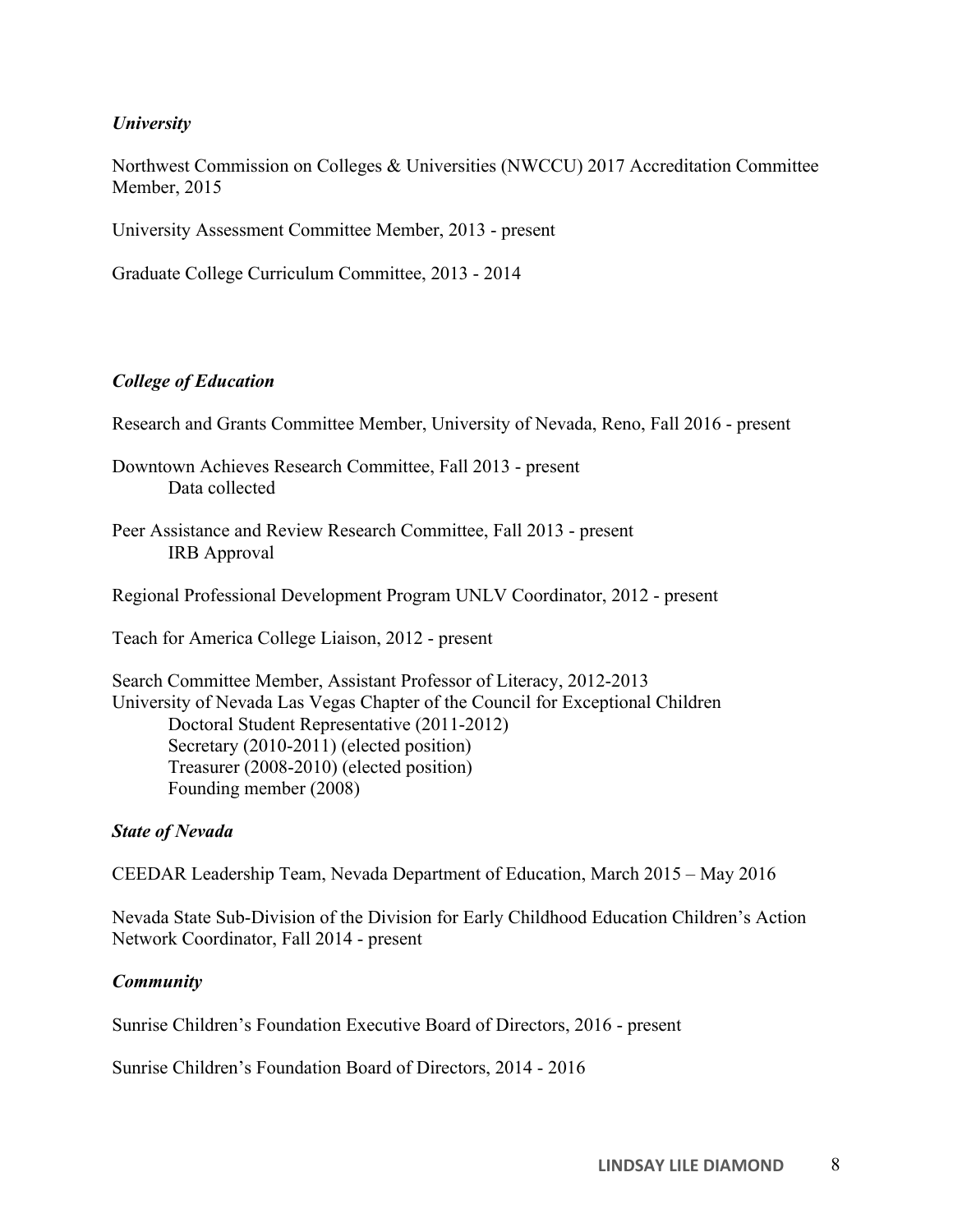*University*

Northwest Commission on Colleges & Universities (NWCCU) 2017 Accreditation Committee Member, 2015

University Assessment Committee Member, 2013 - present

Graduate College Curriculum Committee, 2013 - 2014

***College of Education***

Research and Grants Committee Member, University of Nevada, Reno, Fall 2016 - present

Downtown Achieves Research Committee, Fall 2013 - present
    Data collected

Peer Assistance and Review Research Committee, Fall 2013 - present
    IRB Approval

Regional Professional Development Program UNLV Coordinator, 2012 - present

Teach for America College Liaison, 2012 - present

Search Committee Member, Assistant Professor of Literacy, 2012-2013
University of Nevada Las Vegas Chapter of the Council for Exceptional Children
- Doctoral Student Representative (2011-2012)
- Secretary (2010-2011) (elected position)
- Treasurer (2008-2010) (elected position)
- Founding member (2008)

***State of Nevada***

CEEDAR Leadership Team, Nevada Department of Education, March 2015 – May 2016

Nevada State Sub-Division of the Division for Early Childhood Education Children's Action Network Coordinator, Fall 2014 - present

***Community***

Sunrise Children's Foundation Executive Board of Directors, 2016 - present

Sunrise Children's Foundation Board of Directors, 2014 - 2016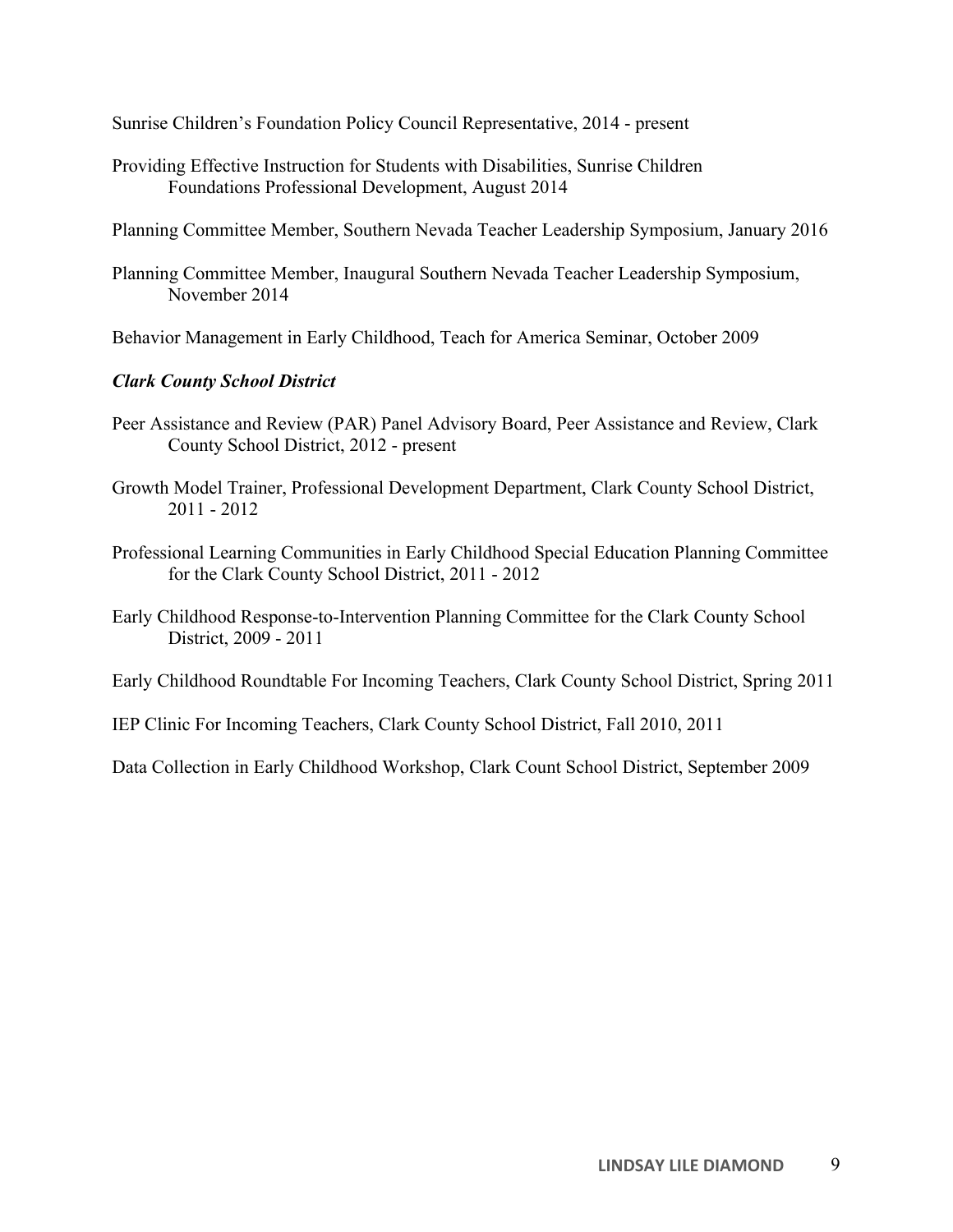Sunrise Children's Foundation Policy Council Representative, 2014 - present

Providing Effective Instruction for Students with Disabilities, Sunrise Children Foundations Professional Development, August 2014

Planning Committee Member, Southern Nevada Teacher Leadership Symposium, January 2016

Planning Committee Member, Inaugural Southern Nevada Teacher Leadership Symposium, November 2014

Behavior Management in Early Childhood, Teach for America Seminar, October 2009

***Clark County School District***

Peer Assistance and Review (PAR) Panel Advisory Board, Peer Assistance and Review, Clark County School District, 2012 - present

Growth Model Trainer, Professional Development Department, Clark County School District, 2011 - 2012

Professional Learning Communities in Early Childhood Special Education Planning Committee for the Clark County School District, 2011 - 2012

Early Childhood Response-to-Intervention Planning Committee for the Clark County School District, 2009 - 2011

Early Childhood Roundtable For Incoming Teachers, Clark County School District, Spring 2011

IEP Clinic For Incoming Teachers, Clark County School District, Fall 2010, 2011

Data Collection in Early Childhood Workshop, Clark Count School District, September 2009